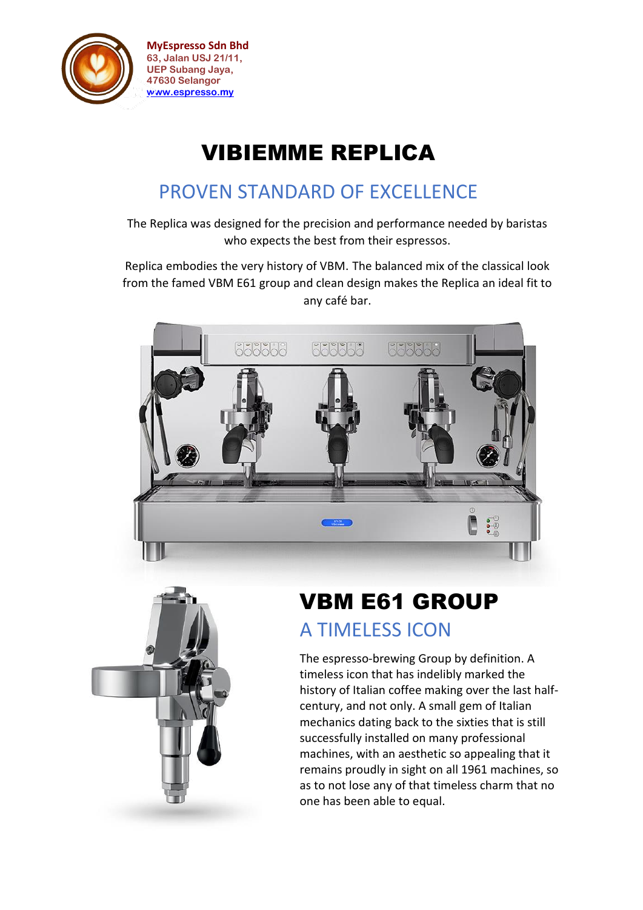MyEspresso Sdn Bhd
63, Jalan USJ 21/11,
UEP Subang Jaya,
47630 Selangor
www.espresso.my

# VIBIEMME REPLICA

## PROVEN STANDARD OF EXCELLENCE

The Replica was designed for the precision and performance needed by baristas who expects the best from their espressos.

Replica embodies the very history of VBM. The balanced mix of the classical look from the famed VBM E61 group and clean design makes the Replica an ideal fit to any café bar.

# VBM E61 GROUP

## A TIMELESS ICON

The espresso-brewing Group by definition. A timeless icon that has indelibly marked the history of Italian coffee making over the last half-century, and not only. A small gem of Italian mechanics dating back to the sixties that is still successfully installed on many professional machines, with an aesthetic so appealing that it remains proudly in sight on all 1961 machines, so as to not lose any of that timeless charm that no one has been able to equal.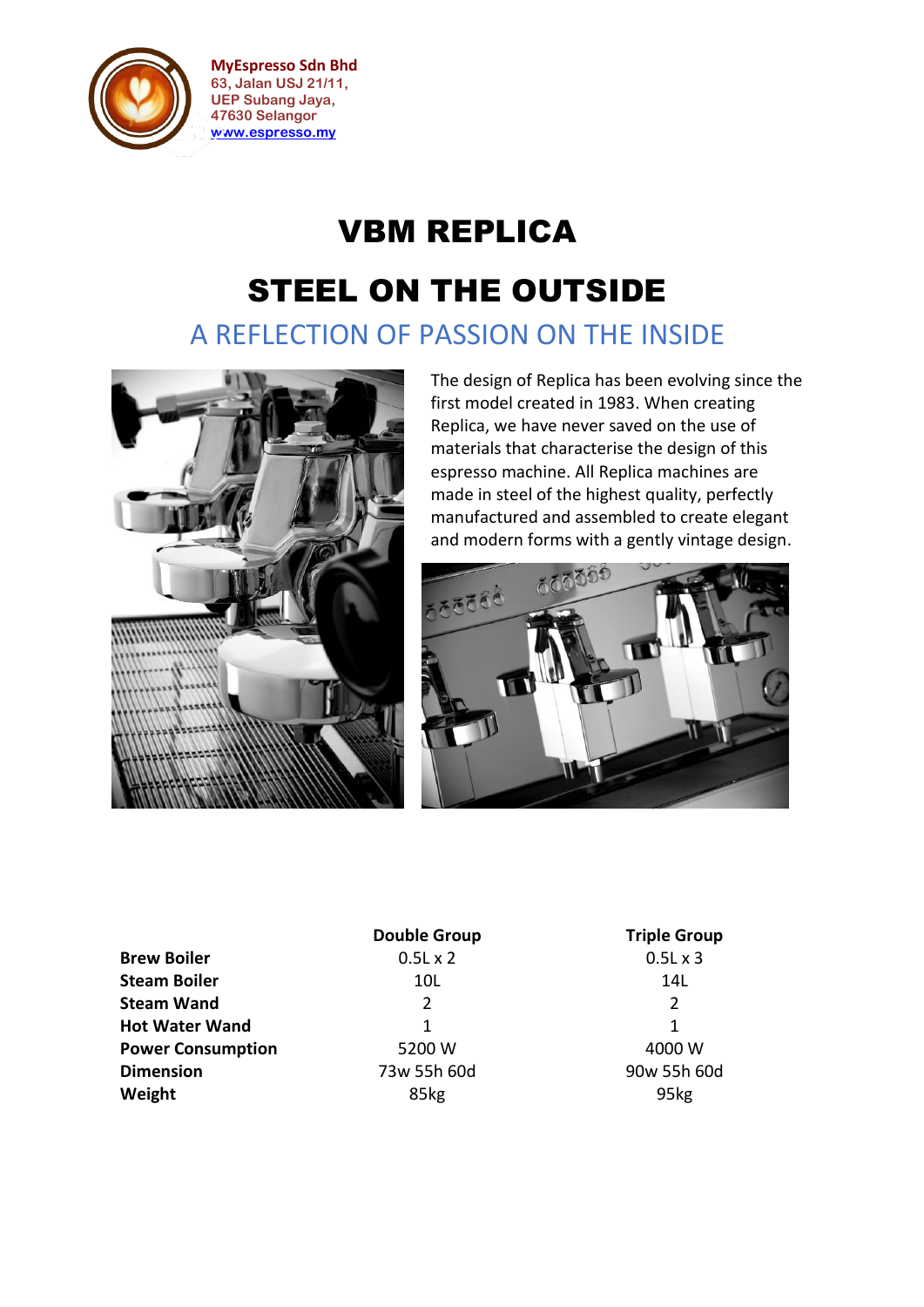**MyEspresso Sdn Bhd**
63, Jalan USJ 21/11,
UEP Subang Jaya,
47630 Selangor
www.espresso.my

# VBM REPLICA

# STEEL ON THE OUTSIDE

## A REFLECTION OF PASSION ON THE INSIDE

The design of Replica has been evolving since the first model created in 1983. When creating Replica, we have never saved on the use of materials that characterise the design of this espresso machine. All Replica machines are made in steel of the highest quality, perfectly manufactured and assembled to create elegant and modern forms with a gently vintage design.

| | Double Group | Triple Group |
|---|---|---|
| **Brew Boiler** | 0.5L x 2 | 0.5L x 3 |
| **Steam Boiler** | 10L | 14L |
| **Steam Wand** | 2 | 2 |
| **Hot Water Wand** | 1 | 1 |
| **Power Consumption** | 5200 W | 4000 W |
| **Dimension** | 73w 55h 60d | 90w 55h 60d |
| **Weight** | 85kg | 95kg |